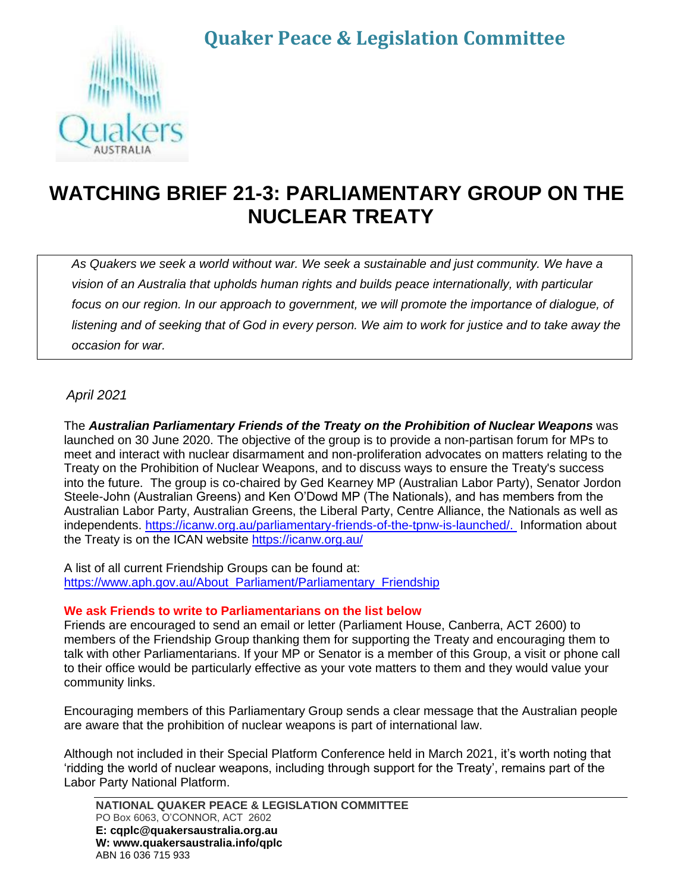**Quaker Peace & Legislation Committee**

# WATCHING BRIEF 21-3: PARLIAMENTARY GROUP ON THE NUCLEAR TREATY

*As Quakers we seek a world without war. We seek a sustainable and just community. We have a vision of an Australia that upholds human rights and builds peace internationally, with particular focus on our region. In our approach to government, we will promote the importance of dialogue, of listening and of seeking that of God in every person. We aim to work for justice and to take away the occasion for war.*

*April 2021*

The ***Australian Parliamentary Friends of the Treaty on the Prohibition of Nuclear Weapons*** was launched on 30 June 2020. The objective of the group is to provide a non-partisan forum for MPs to meet and interact with nuclear disarmament and non-proliferation advocates on matters relating to the Treaty on the Prohibition of Nuclear Weapons, and to discuss ways to ensure the Treaty's success into the future. The group is co-chaired by Ged Kearney MP (Australian Labor Party), Senator Jordon Steele-John (Australian Greens) and Ken O'Dowd MP (The Nationals), and has members from the Australian Labor Party, Australian Greens, the Liberal Party, Centre Alliance, the Nationals as well as independents. https://icanw.org.au/parliamentary-friends-of-the-tpnw-is-launched/. Information about the Treaty is on the ICAN website https://icanw.org.au/

A list of all current Friendship Groups can be found at: https://www.aph.gov.au/About_Parliament/Parliamentary_Friendship

**We ask Friends to write to Parliamentarians on the list below**

Friends are encouraged to send an email or letter (Parliament House, Canberra, ACT 2600) to members of the Friendship Group thanking them for supporting the Treaty and encouraging them to talk with other Parliamentarians. If your MP or Senator is a member of this Group, a visit or phone call to their office would be particularly effective as your vote matters to them and they would value your community links.

Encouraging members of this Parliamentary Group sends a clear message that the Australian people are aware that the prohibition of nuclear weapons is part of international law.

Although not included in their Special Platform Conference held in March 2021, it's worth noting that 'ridding the world of nuclear weapons, including through support for the Treaty', remains part of the Labor Party National Platform.

**NATIONAL QUAKER PEACE & LEGISLATION COMMITTEE**
PO Box 6063, O'CONNOR, ACT 2602
**E: cqplc@quakersaustralia.org.au**
**W: www.quakersaustralia.info/qplc**
ABN 16 036 715 933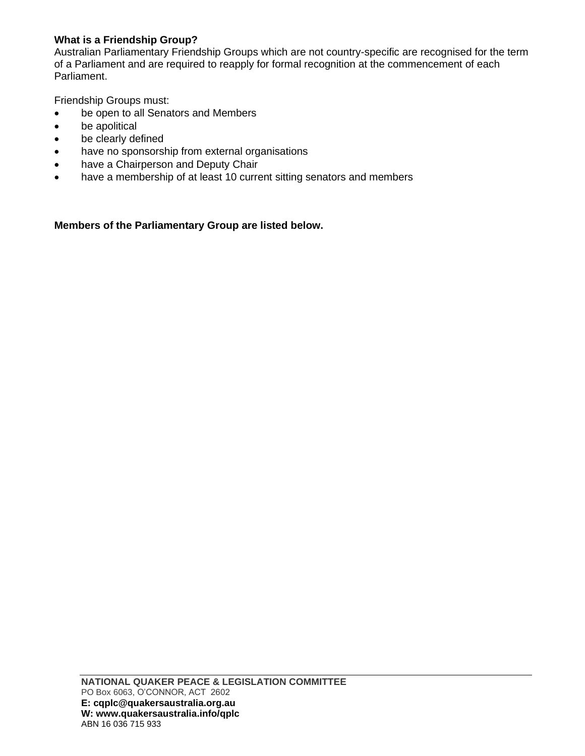**What is a Friendship Group?**
Australian Parliamentary Friendship Groups which are not country-specific are recognised for the term of a Parliament and are required to reapply for formal recognition at the commencement of each Parliament.

Friendship Groups must:

- be open to all Senators and Members
- be apolitical
- be clearly defined
- have no sponsorship from external organisations
- have a Chairperson and Deputy Chair
- have a membership of at least 10 current sitting senators and members

**Members of the Parliamentary Group are listed below.**

**NATIONAL QUAKER PEACE & LEGISLATION COMMITTEE**
PO Box 6063, O'CONNOR, ACT 2602
**E: cqplc@quakersaustralia.org.au**
**W: www.quakersaustralia.info/qplc**
ABN 16 036 715 933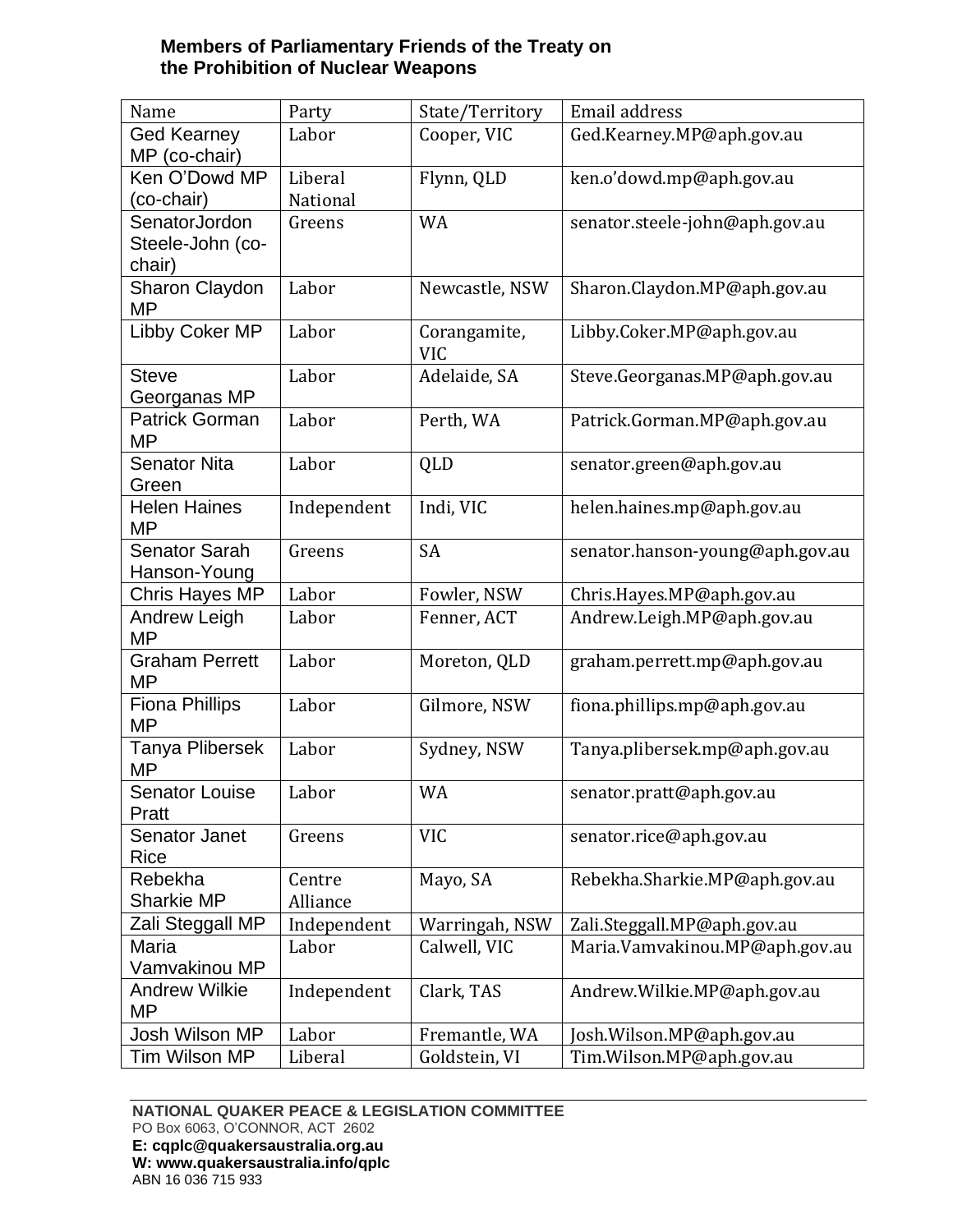**Members of Parliamentary Friends of the Treaty on the Prohibition of Nuclear Weapons**

| Name | Party | State/Territory | Email address |
|---|---|---|---|
| Ged Kearney MP (co-chair) | Labor | Cooper, VIC | Ged.Kearney.MP@aph.gov.au |
| Ken O'Dowd MP (co-chair) | Liberal National | Flynn, QLD | ken.o'dowd.mp@aph.gov.au |
| SenatorJordon Steele-John (co-chair) | Greens | WA | senator.steele-john@aph.gov.au |
| Sharon Claydon MP | Labor | Newcastle, NSW | Sharon.Claydon.MP@aph.gov.au |
| Libby Coker MP | Labor | Corangamite, VIC | Libby.Coker.MP@aph.gov.au |
| Steve Georganas MP | Labor | Adelaide, SA | Steve.Georganas.MP@aph.gov.au |
| Patrick Gorman MP | Labor | Perth, WA | Patrick.Gorman.MP@aph.gov.au |
| Senator Nita Green | Labor | QLD | senator.green@aph.gov.au |
| Helen Haines MP | Independent | Indi, VIC | helen.haines.mp@aph.gov.au |
| Senator Sarah Hanson-Young | Greens | SA | senator.hanson-young@aph.gov.au |
| Chris Hayes MP | Labor | Fowler, NSW | Chris.Hayes.MP@aph.gov.au |
| Andrew Leigh MP | Labor | Fenner, ACT | Andrew.Leigh.MP@aph.gov.au |
| Graham Perrett MP | Labor | Moreton, QLD | graham.perrett.mp@aph.gov.au |
| Fiona Phillips MP | Labor | Gilmore, NSW | fiona.phillips.mp@aph.gov.au |
| Tanya Plibersek MP | Labor | Sydney, NSW | Tanya.plibersek.mp@aph.gov.au |
| Senator Louise Pratt | Labor | WA | senator.pratt@aph.gov.au |
| Senator Janet Rice | Greens | VIC | senator.rice@aph.gov.au |
| Rebekha Sharkie MP | Centre Alliance | Mayo, SA | Rebekha.Sharkie.MP@aph.gov.au |
| Zali Steggall MP | Independent | Warringah, NSW | Zali.Steggall.MP@aph.gov.au |
| Maria Vamvakinou MP | Labor | Calwell, VIC | Maria.Vamvakinou.MP@aph.gov.au |
| Andrew Wilkie MP | Independent | Clark, TAS | Andrew.Wilkie.MP@aph.gov.au |
| Josh Wilson MP | Labor | Fremantle, WA | Josh.Wilson.MP@aph.gov.au |
| Tim Wilson MP | Liberal | Goldstein, VI | Tim.Wilson.MP@aph.gov.au |

**NATIONAL QUAKER PEACE & LEGISLATION COMMITTEE**
PO Box 6063, O'CONNOR, ACT 2602
**E: cqplc@quakersaustralia.org.au**
**W: www.quakersaustralia.info/qplc**
ABN 16 036 715 933